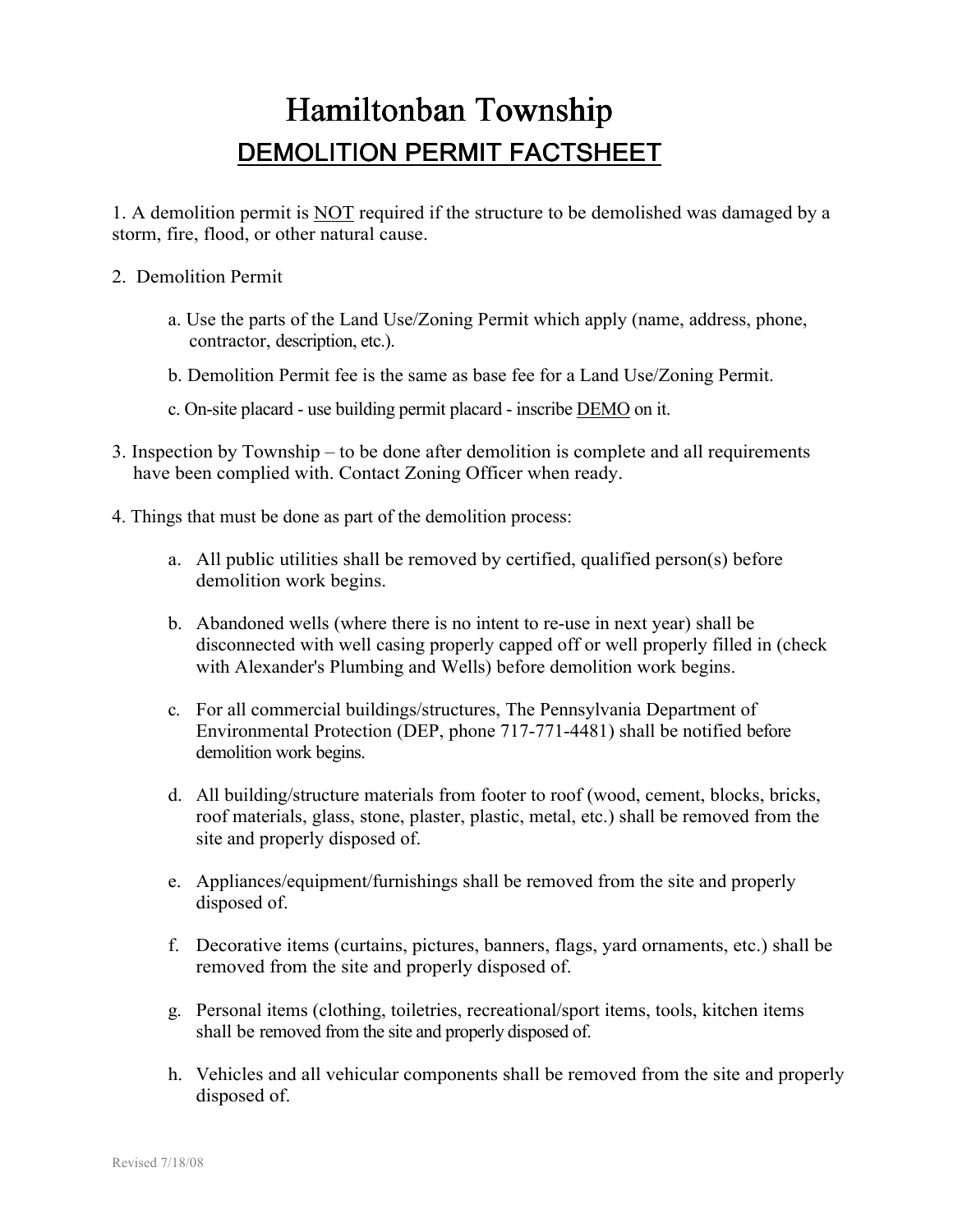# Hamiltonban Township

## DEMOLITION PERMIT FACTSHEET

1. A demolition permit is NOT required if the structure to be demolished was damaged by a storm, fire, flood, or other natural cause.

2. Demolition Permit

   a. Use the parts of the Land Use/Zoning Permit which apply (name, address, phone, contractor, description, etc.).

   b. Demolition Permit fee is the same as base fee for a Land Use/Zoning Permit.

   c. On-site placard - use building permit placard - inscribe DEMO on it.

3. Inspection by Township – to be done after demolition is complete and all requirements have been complied with. Contact Zoning Officer when ready.

4. Things that must be done as part of the demolition process:

   a. All public utilities shall be removed by certified, qualified person(s) before demolition work begins.

   b. Abandoned wells (where there is no intent to re-use in next year) shall be disconnected with well casing properly capped off or well properly filled in (check with Alexander's Plumbing and Wells) before demolition work begins.

   c. For all commercial buildings/structures, The Pennsylvania Department of Environmental Protection (DEP, phone 717-771-4481) shall be notified before demolition work begins.

   d. All building/structure materials from footer to roof (wood, cement, blocks, bricks, roof materials, glass, stone, plaster, plastic, metal, etc.) shall be removed from the site and properly disposed of.

   e. Appliances/equipment/furnishings shall be removed from the site and properly disposed of.

   f. Decorative items (curtains, pictures, banners, flags, yard ornaments, etc.) shall be removed from the site and properly disposed of.

   g. Personal items (clothing, toiletries, recreational/sport items, tools, kitchen items shall be removed from the site and properly disposed of.

   h. Vehicles and all vehicular components shall be removed from the site and properly disposed of.

Revised 7/18/08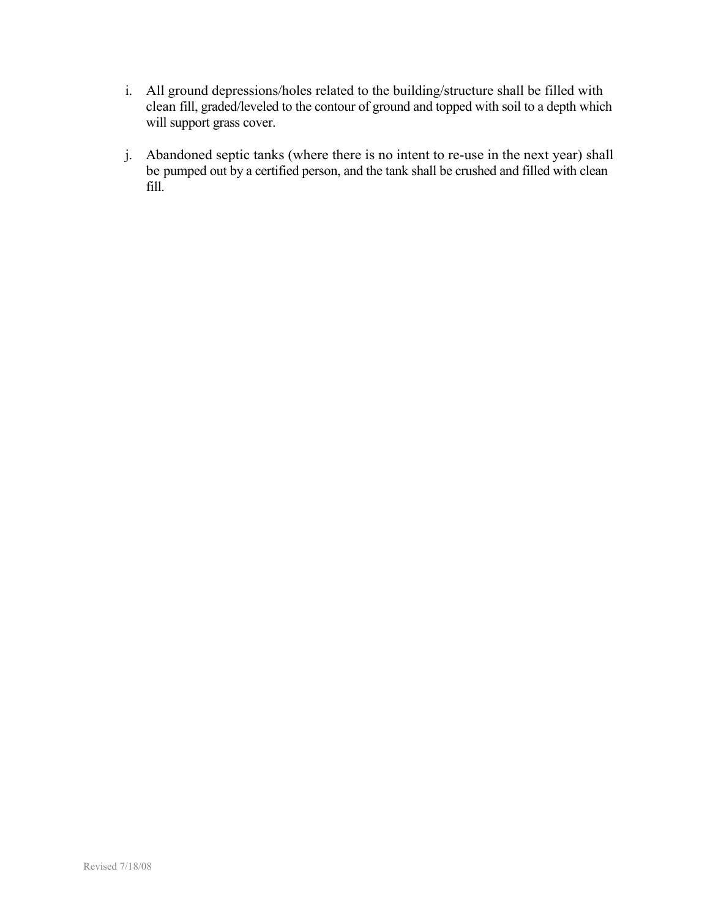i. All ground depressions/holes related to the building/structure shall be filled with clean fill, graded/leveled to the contour of ground and topped with soil to a depth which will support grass cover.

j. Abandoned septic tanks (where there is no intent to re-use in the next year) shall be pumped out by a certified person, and the tank shall be crushed and filled with clean fill.

Revised 7/18/08